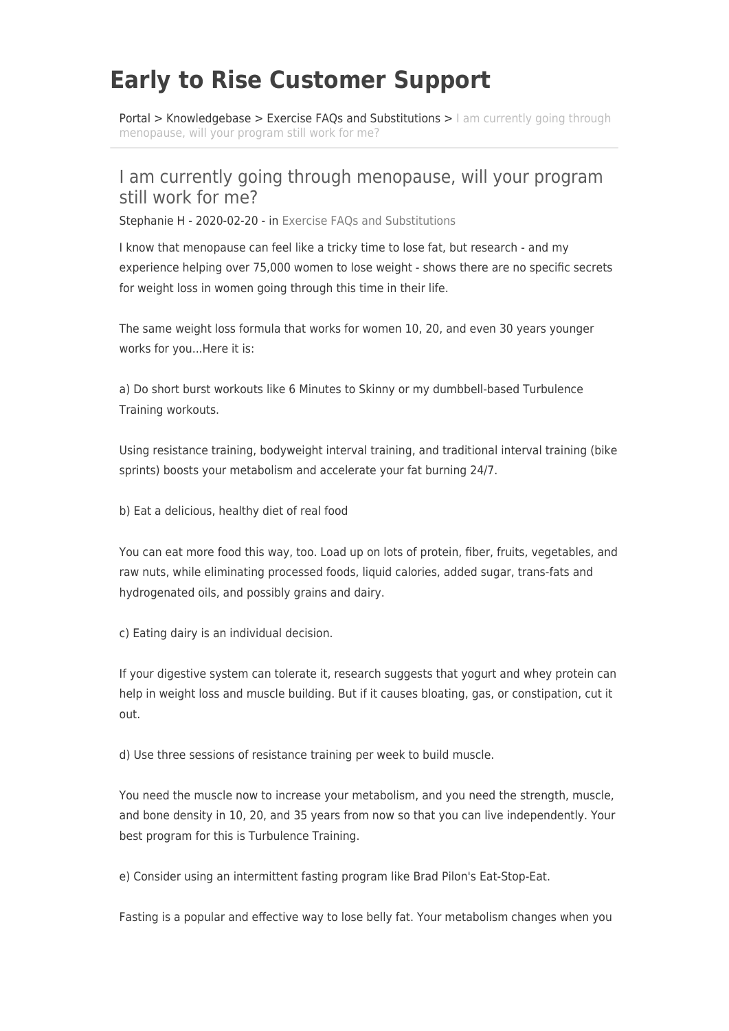# Early to Rise Customer Support

Portal > Knowledgebase > Exercise FAQs and Substitutions > I am currently going through menopause, will your program still work for me?

## I am currently going through menopause, will your program still work for me?

Stephanie H - 2020-02-20 - in Exercise FAQs and Substitutions

I know that menopause can feel like a tricky time to lose fat, but research - and my experience helping over 75,000 women to lose weight - shows there are no specific secrets for weight loss in women going through this time in their life.

The same weight loss formula that works for women 10, 20, and even 30 years younger works for you...Here it is:

a) Do short burst workouts like 6 Minutes to Skinny or my dumbbell-based Turbulence Training workouts.

Using resistance training, bodyweight interval training, and traditional interval training (bike sprints) boosts your metabolism and accelerate your fat burning 24/7.

b) Eat a delicious, healthy diet of real food

You can eat more food this way, too. Load up on lots of protein, fiber, fruits, vegetables, and raw nuts, while eliminating processed foods, liquid calories, added sugar, trans-fats and hydrogenated oils, and possibly grains and dairy.

c) Eating dairy is an individual decision.

If your digestive system can tolerate it, research suggests that yogurt and whey protein can help in weight loss and muscle building. But if it causes bloating, gas, or constipation, cut it out.

d) Use three sessions of resistance training per week to build muscle.

You need the muscle now to increase your metabolism, and you need the strength, muscle, and bone density in 10, 20, and 35 years from now so that you can live independently. Your best program for this is Turbulence Training.

e) Consider using an intermittent fasting program like Brad Pilon's Eat-Stop-Eat.

Fasting is a popular and effective way to lose belly fat. Your metabolism changes when you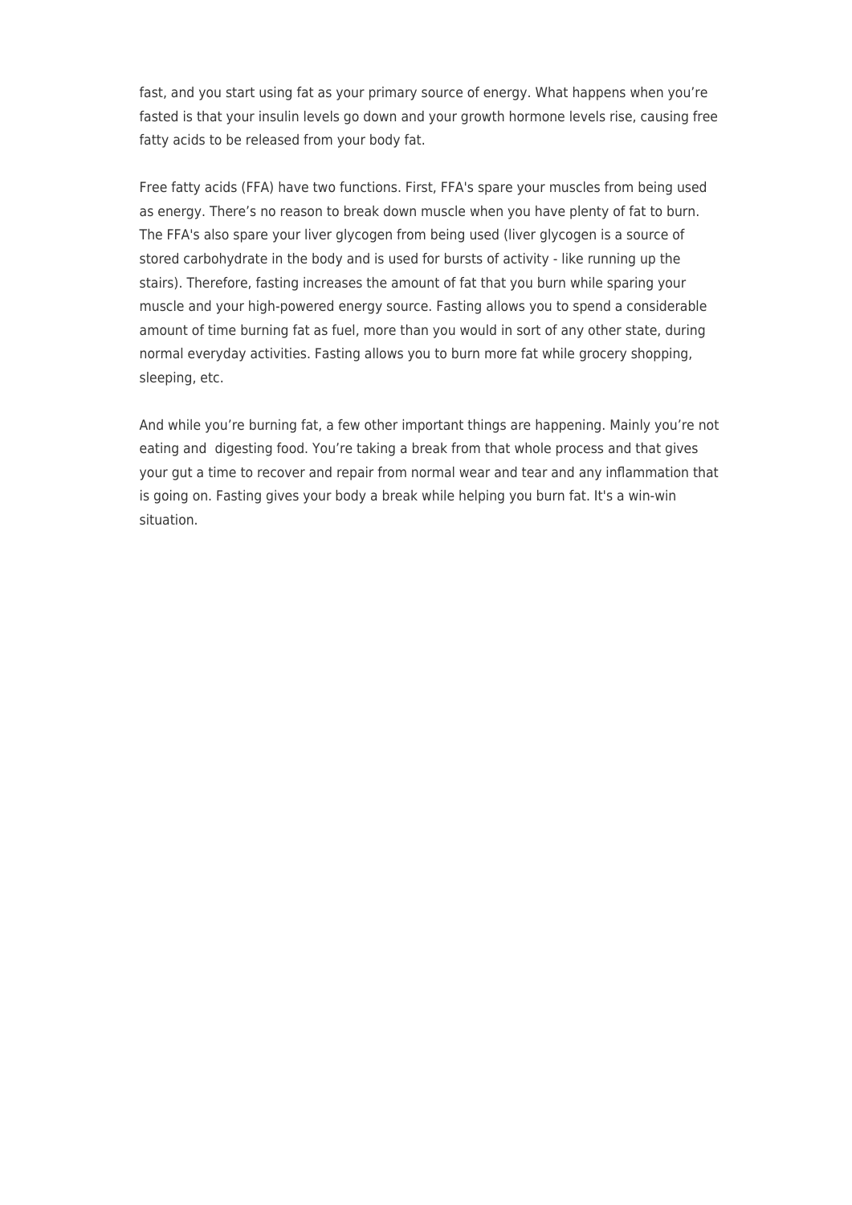fast, and you start using fat as your primary source of energy. What happens when you're fasted is that your insulin levels go down and your growth hormone levels rise, causing free fatty acids to be released from your body fat.

Free fatty acids (FFA) have two functions. First, FFA's spare your muscles from being used as energy. There's no reason to break down muscle when you have plenty of fat to burn. The FFA's also spare your liver glycogen from being used (liver glycogen is a source of stored carbohydrate in the body and is used for bursts of activity - like running up the stairs). Therefore, fasting increases the amount of fat that you burn while sparing your muscle and your high-powered energy source. Fasting allows you to spend a considerable amount of time burning fat as fuel, more than you would in sort of any other state, during normal everyday activities. Fasting allows you to burn more fat while grocery shopping, sleeping, etc.

And while you're burning fat, a few other important things are happening. Mainly you're not eating and digesting food. You're taking a break from that whole process and that gives your gut a time to recover and repair from normal wear and tear and any inflammation that is going on. Fasting gives your body a break while helping you burn fat. It's a win-win situation.